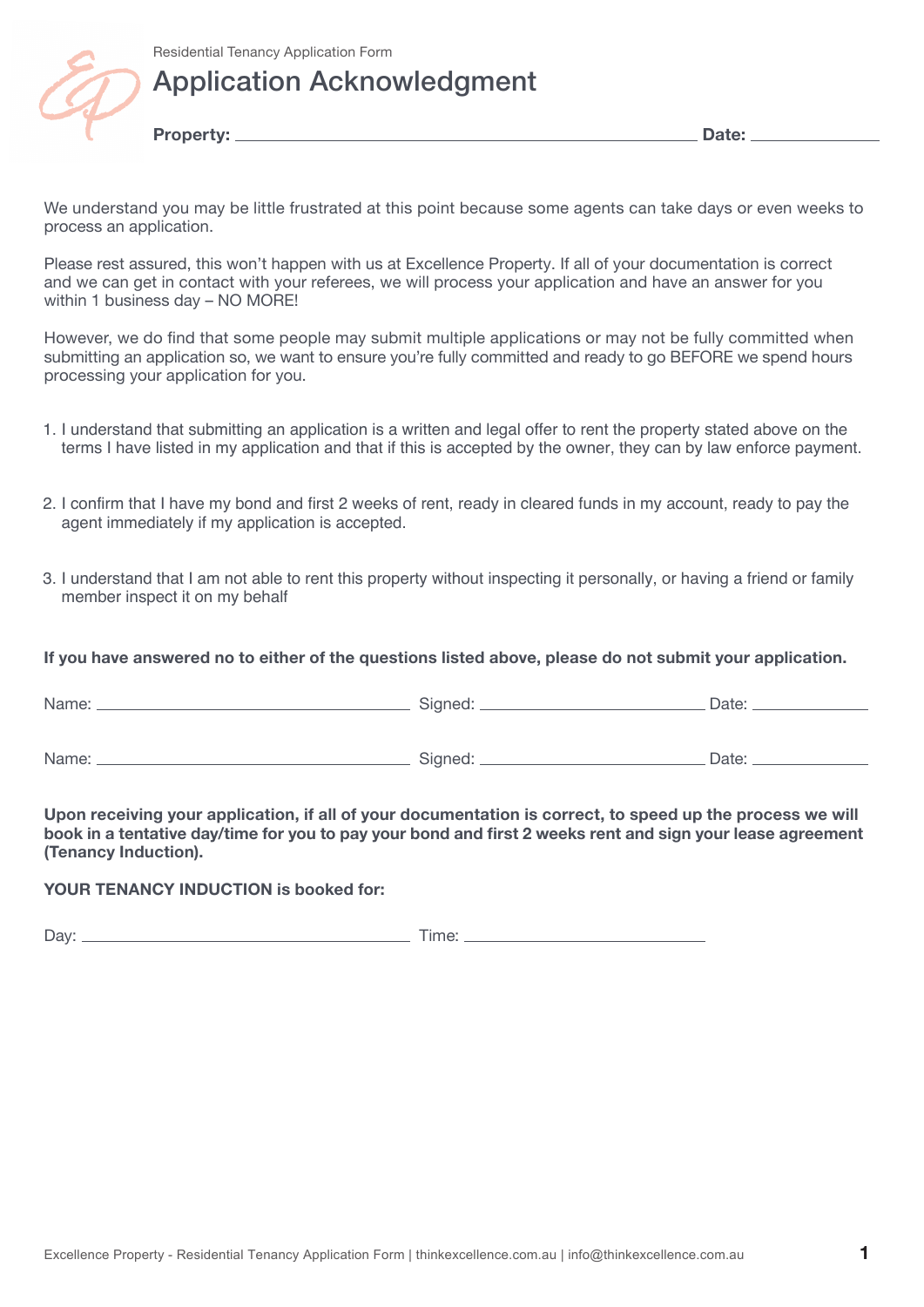Residential Tenancy Application Form

# Application Acknowledgment

**Property:** ______________________________________ **Date:** ____________

We understand you may be little frustrated at this point because some agents can take days or even weeks to process an application.

Please rest assured, this won't happen with us at Excellence Property. If all of your documentation is correct and we can get in contact with your referees, we will process your application and have an answer for you within 1 business day – NO MORE!

However, we do find that some people may submit multiple applications or may not be fully committed when submitting an application so, we want to ensure you're fully committed and ready to go BEFORE we spend hours processing your application for you.

1. I understand that submitting an application is a written and legal offer to rent the property stated above on the terms I have listed in my application and that if this is accepted by the owner, they can by law enforce payment.

2. I confirm that I have my bond and first 2 weeks of rent, ready in cleared funds in my account, ready to pay the agent immediately if my application is accepted.

3. I understand that I am not able to rent this property without inspecting it personally, or having a friend or family member inspect it on my behalf

**If you have answered no to either of the questions listed above, please do not submit your application.**

Name: ______________________________ Signed: ______________________ Date: ___________

Name: ______________________________ Signed: ______________________ Date: ___________

**Upon receiving your application, if all of your documentation is correct, to speed up the process we will book in a tentative day/time for you to pay your bond and first 2 weeks rent and sign your lease agreement (Tenancy Induction).**

**YOUR TENANCY INDUCTION is booked for:**

Day: ______________________________ Time: ______________________

Excellence Property - Residential Tenancy Application Form | thinkexcellence.com.au | info@thinkexcellence.com.au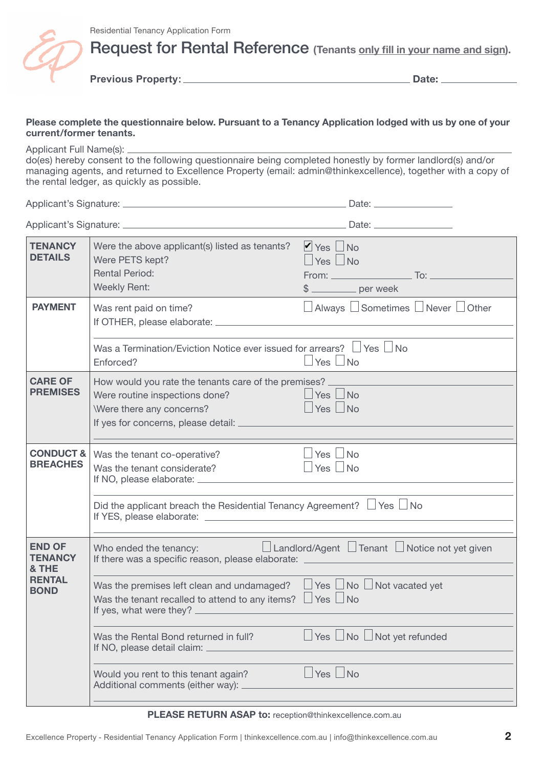Residential Tenancy Application Form

# Request for Rental Reference (Tenants only fill in your name and sign).

**Previous Property:** ______________________________ **Date:** ____________

**Please complete the questionnaire below. Pursuant to a Tenancy Application lodged with us by one of your current/former tenants.**

Applicant Full Name(s): ______________________________
do(es) hereby consent to the following questionnaire being completed honestly by former landlord(s) and/or managing agents, and returned to Excellence Property (email: admin@thinkexcellence), together with a copy of the rental ledger, as quickly as possible.

Applicant's Signature: ______________________________ Date: ____________

Applicant's Signature: ______________________________ Date: ____________

| Section | Question | Response |
|---|---|---|
| **TENANCY DETAILS** | Were the above applicant(s) listed as tenants? | ☑ Yes ☐ No |
| | Were PETS kept? | ☐ Yes ☐ No |
| | Rental Period: | From: ____________ To: ____________ |
| | Weekly Rent: | $ ________ per week |
| **PAYMENT** | Was rent paid on time? | ☐ Always ☐ Sometimes ☐ Never ☐ Other |
| | If OTHER, please elaborate: ______________________________ | |
| | Was a Termination/Eviction Notice ever issued for arrears? | ☐ Yes ☐ No |
| | Enforced? | ☐ Yes ☐ No |
| **CARE OF PREMISES** | How would you rate the tenants care of the premises? ______________________________ | |
| | Were routine inspections done? | ☐ Yes ☐ No |
| | \Were there any concerns? | ☐ Yes ☐ No |
| | If yes for concerns, please detail: ______________________________ | |
| **CONDUCT & BREACHES** | Was the tenant co-operative? | ☐ Yes ☐ No |
| | Was the tenant considerate? | ☐ Yes ☐ No |
| | If NO, please elaborate: ______________________________ | |
| | Did the applicant breach the Residential Tenancy Agreement? | ☐ Yes ☐ No |
| | If YES, please elaborate: ______________________________ | |
| **END OF TENANCY & THE RENTAL BOND** | Who ended the tenancy: | ☐ Landlord/Agent ☐ Tenant ☐ Notice not yet given |
| | If there was a specific reason, please elaborate: ______________________________ | |
| | Was the premises left clean and undamaged? | ☐ Yes ☐ No ☐ Not vacated yet |
| | Was the tenant recalled to attend to any items? | ☐ Yes ☐ No |
| | If yes, what were they? ______________________________ | |
| | Was the Rental Bond returned in full? | ☐ Yes ☐ No ☐ Not yet refunded |
| | If NO, please detail claim: ______________________________ | |
| | Would you rent to this tenant again? | ☐ Yes ☐ No |
| | Additional comments (either way): ______________________________ | |

**PLEASE RETURN ASAP to:** reception@thinkexcellence.com.au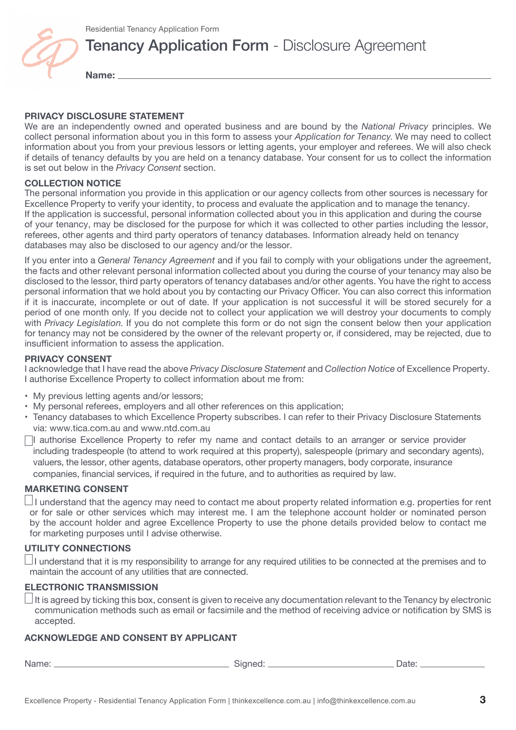Residential Tenancy Application Form

# Tenancy Application Form - Disclosure Agreement

**Name:** ______________________________________________

## PRIVACY DISCLOSURE STATEMENT

We are an independently owned and operated business and are bound by the *National Privacy* principles. We collect personal information about you in this form to assess your *Application for Tenancy*. We may need to collect information about you from your previous lessors or letting agents, your employer and referees. We will also check if details of tenancy defaults by you are held on a tenancy database. Your consent for us to collect the information is set out below in the *Privacy Consent* section.

## COLLECTION NOTICE

The personal information you provide in this application or our agency collects from other sources is necessary for Excellence Property to verify your identity, to process and evaluate the application and to manage the tenancy. If the application is successful, personal information collected about you in this application and during the course of your tenancy, may be disclosed for the purpose for which it was collected to other parties including the lessor, referees, other agents and third party operators of tenancy databases. Information already held on tenancy databases may also be disclosed to our agency and/or the lessor.

If you enter into a *General Tenancy Agreement* and if you fail to comply with your obligations under the agreement, the facts and other relevant personal information collected about you during the course of your tenancy may also be disclosed to the lessor, third party operators of tenancy databases and/or other agents. You have the right to access personal information that we hold about you by contacting our Privacy Officer. You can also correct this information if it is inaccurate, incomplete or out of date. If your application is not successful it will be stored securely for a period of one month only. If you decide not to collect your application we will destroy your documents to comply with *Privacy Legislation*. If you do not complete this form or do not sign the consent below then your application for tenancy may not be considered by the owner of the relevant property or, if considered, may be rejected, due to insufficient information to assess the application.

## PRIVACY CONSENT

I acknowledge that I have read the above *Privacy Disclosure Statement* and *Collection Notice* of Excellence Property. I authorise Excellence Property to collect information about me from:

- My previous letting agents and/or lessors;
- My personal referees, employers and all other references on this application;
- Tenancy databases to which Excellence Property subscribes. I can refer to their Privacy Disclosure Statements via: www.tica.com.au and www.ntd.com.au

☐ I authorise Excellence Property to refer my name and contact details to an arranger or service provider including tradespeople (to attend to work required at this property), salespeople (primary and secondary agents), valuers, the lessor, other agents, database operators, other property managers, body corporate, insurance companies, financial services, if required in the future, and to authorities as required by law.

## MARKETING CONSENT

☐ I understand that the agency may need to contact me about property related information e.g. properties for rent or for sale or other services which may interest me. I am the telephone account holder or nominated person by the account holder and agree Excellence Property to use the phone details provided below to contact me for marketing purposes until I advise otherwise.

## UTILITY CONNECTIONS

☐ I understand that it is my responsibility to arrange for any required utilities to be connected at the premises and to maintain the account of any utilities that are connected.

## ELECTRONIC TRANSMISSION

☐ It is agreed by ticking this box, consent is given to receive any documentation relevant to the Tenancy by electronic communication methods such as email or facsimile and the method of receiving advice or notification by SMS is accepted.

## ACKNOWLEDGE AND CONSENT BY APPLICANT

Name: ______________________ Signed: ______________________ Date: ______________

Excellence Property - Residential Tenancy Application Form | thinkexcellence.com.au | info@thinkexcellence.com.au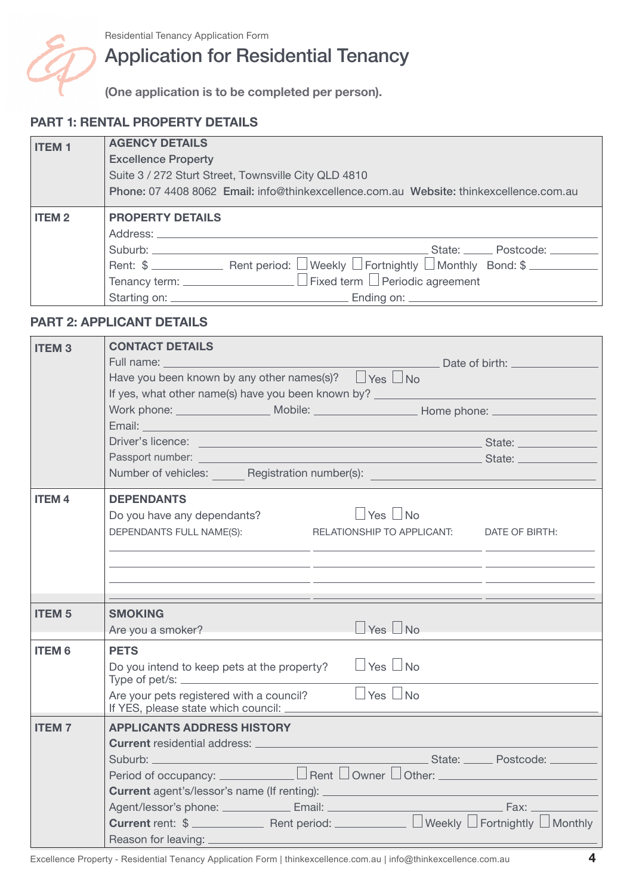Residential Tenancy Application Form

# Application for Residential Tenancy

**(One application is to be completed per person).**

## PART 1: RENTAL PROPERTY DETAILS

| | |
|---|---|
| **ITEM 1** | **AGENCY DETAILS**<br>**Excellence Property**<br>Suite 3 / 272 Sturt Street, Townsville City QLD 4810<br>**Phone:** 07 4408 8062 **Email:** info@thinkexcellence.com.au **Website:** thinkexcellence.com.au |
| **ITEM 2** | **PROPERTY DETAILS**<br>Address: \_\_\_\_\_\_\_\_\_\_<br>Suburb: \_\_\_\_\_\_\_\_\_\_ State: \_\_\_\_\_ Postcode: \_\_\_\_\_<br>Rent: $ \_\_\_\_\_ Rent period: ☐ Weekly ☐ Fortnightly ☐ Monthly Bond: $ \_\_\_\_\_<br>Tenancy term: \_\_\_\_\_ ☐ Fixed term ☐ Periodic agreement<br>Starting on: \_\_\_\_\_ Ending on: \_\_\_\_\_ |

## PART 2: APPLICANT DETAILS

| | |
|---|---|
| **ITEM 3** | **CONTACT DETAILS**<br>Full name: \_\_\_\_\_\_\_\_\_\_ Date of birth: \_\_\_\_\_<br>Have you been known by any other names(s)? ☐ Yes ☐ No<br>If yes, what other name(s) have you been known by? \_\_\_\_\_<br>Work phone: \_\_\_\_\_ Mobile: \_\_\_\_\_ Home phone: \_\_\_\_\_<br>Email: \_\_\_\_\_\_\_\_\_\_<br>Driver's licence: \_\_\_\_\_ State: \_\_\_\_\_<br>Passport number: \_\_\_\_\_ State: \_\_\_\_\_<br>Number of vehicles: \_\_\_\_\_ Registration number(s): \_\_\_\_\_ |
| **ITEM 4** | **DEPENDANTS**<br>Do you have any dependants? ☐ Yes ☐ No |
| **ITEM 5** | **SMOKING**<br>Are you a smoker? ☐ Yes ☐ No |
| **ITEM 6** | **PETS**<br>Do you intend to keep pets at the property? ☐ Yes ☐ No<br>Type of pet/s: \_\_\_\_\_<br>Are your pets registered with a council? ☐ Yes ☐ No<br>If YES, please state which council: \_\_\_\_\_ |
| **ITEM 7** | **APPLICANTS ADDRESS HISTORY**<br>**Current** residential address: \_\_\_\_\_<br>Suburb: \_\_\_\_\_ State: \_\_\_\_\_ Postcode: \_\_\_\_\_<br>Period of occupancy: \_\_\_\_\_ ☐ Rent ☐ Owner ☐ Other: \_\_\_\_\_<br>**Current** agent's/lessor's name (If renting): \_\_\_\_\_<br>Agent/lessor's phone: \_\_\_\_\_ Email: \_\_\_\_\_ Fax: \_\_\_\_\_<br>**Current** rent: $ \_\_\_\_\_ Rent period: \_\_\_\_\_ ☐ Weekly ☐ Fortnightly ☐ Monthly<br>Reason for leaving: \_\_\_\_\_ |

Dependants (Item 4):

| DEPENDANTS FULL NAME(S): | RELATIONSHIP TO APPLICANT: | DATE OF BIRTH: |
|---|---|---|
| | | |
| | | |
| | | |
| | | |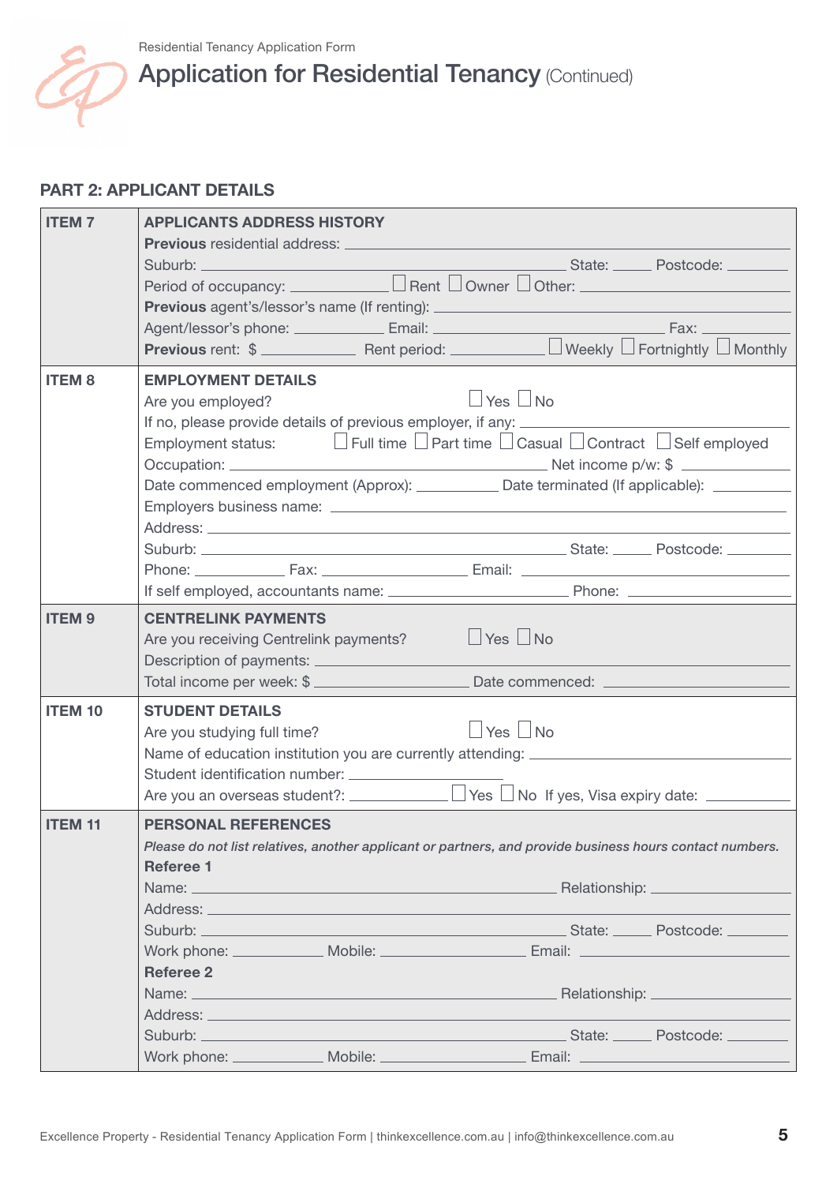Residential Tenancy Application Form

# Application for Residential Tenancy (Continued)

## PART 2: APPLICANT DETAILS

| | |
|---|---|
| **ITEM 7** | **APPLICANTS ADDRESS HISTORY**<br>**Previous** residential address: ________________<br>Suburb: ________________ State: _____ Postcode: ________<br>Period of occupancy: ____________ ☐ Rent ☐ Owner ☐ Other: ________________<br>**Previous** agent's/lessor's name (If renting): ________________<br>Agent/lessor's phone: ____________ Email: ________________ Fax: ________<br>**Previous** rent: $ ____________ Rent period: ____________ ☐ Weekly ☐ Fortnightly ☐ Monthly |
| **ITEM 8** | **EMPLOYMENT DETAILS**<br>Are you employed? ☐ Yes ☐ No<br>If no, please provide details of previous employer, if any: ________________<br>Employment status: ☐ Full time ☐ Part time ☐ Casual ☐ Contract ☐ Self employed<br>Occupation: ________________ Net income p/w: $ ____________<br>Date commenced employment (Approx): __________ Date terminated (If applicable): __________<br>Employers business name: ________________<br>Address: ________________<br>Suburb: ________________ State: _____ Postcode: ________<br>Phone: ____________ Fax: ____________ Email: ________________<br>If self employed, accountants name: ________________ Phone: ________________ |
| **ITEM 9** | **CENTRELINK PAYMENTS**<br>Are you receiving Centrelink payments? ☐ Yes ☐ No<br>Description of payments: ________________<br>Total income per week: $ ________________ Date commenced: ________________ |
| **ITEM 10** | **STUDENT DETAILS**<br>Are you studying full time? ☐ Yes ☐ No<br>Name of education institution you are currently attending: ________________<br>Student identification number: ________________<br>Are you an overseas student?: ____________ ☐ Yes ☐ No If yes, Visa expiry date: __________ |
| **ITEM 11** | **PERSONAL REFERENCES**<br>*Please do not list relatives, another applicant or partners, and provide business hours contact numbers.*<br>**Referee 1**<br>Name: ________________ Relationship: ________________<br>Address: ________________<br>Suburb: ________________ State: _____ Postcode: ________<br>Work phone: ____________ Mobile: ________________ Email: ________________<br>**Referee 2**<br>Name: ________________ Relationship: ________________<br>Address: ________________<br>Suburb: ________________ State: _____ Postcode: ________<br>Work phone: ____________ Mobile: ________________ Email: ________________ |

Excellence Property - Residential Tenancy Application Form | thinkexcellence.com.au | info@thinkexcellence.com.au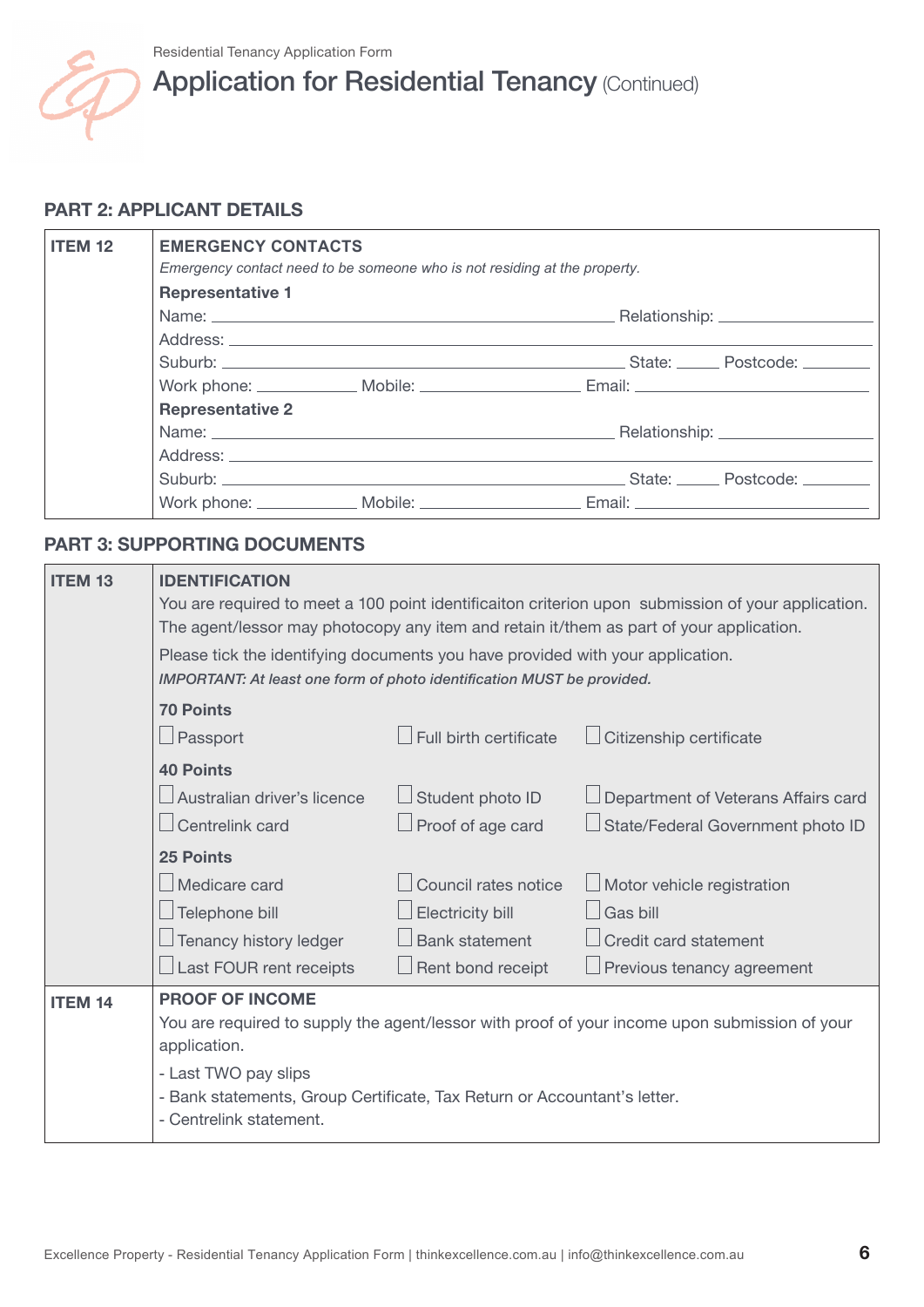Residential Tenancy Application Form

# Application for Residential Tenancy (Continued)

## PART 2: APPLICANT DETAILS

**ITEM 12**

**EMERGENCY CONTACTS**

*Emergency contact need to be someone who is not residing at the property.*

**Representative 1**

Name: ______________________________ Relationship: ______________

Address: ______________________________________________

Suburb: ______________________________ State: _____ Postcode: ________

Work phone: ____________ Mobile: __________________ Email: ______________________

**Representative 2**

Name: ______________________________ Relationship: ______________

Address: ______________________________________________

Suburb: ______________________________ State: _____ Postcode: ________

Work phone: ____________ Mobile: __________________ Email: ______________________

## PART 3: SUPPORTING DOCUMENTS

**ITEM 13**

**IDENTIFICATION**

You are required to meet a 100 point identificaiton criterion upon submission of your application. The agent/lessor may photocopy any item and retain it/them as part of your application.

Please tick the identifying documents you have provided with your application.

***IMPORTANT: At least one form of photo identification MUST be provided.***

**70 Points**

- ☐ Passport
- ☐ Full birth certificate
- ☐ Citizenship certificate

**40 Points**

- ☐ Australian driver's licence
- ☐ Student photo ID
- ☐ Department of Veterans Affairs card
- ☐ Centrelink card
- ☐ Proof of age card
- ☐ State/Federal Government photo ID

**25 Points**

- ☐ Medicare card
- ☐ Council rates notice
- ☐ Motor vehicle registration
- ☐ Telephone bill
- ☐ Electricity bill
- ☐ Gas bill
- ☐ Tenancy history ledger
- ☐ Bank statement
- ☐ Credit card statement
- ☐ Last FOUR rent receipts
- ☐ Rent bond receipt
- ☐ Previous tenancy agreement

**ITEM 14**

**PROOF OF INCOME**

You are required to supply the agent/lessor with proof of your income upon submission of your application.

- Last TWO pay slips
- Bank statements, Group Certificate, Tax Return or Accountant's letter.
- Centrelink statement.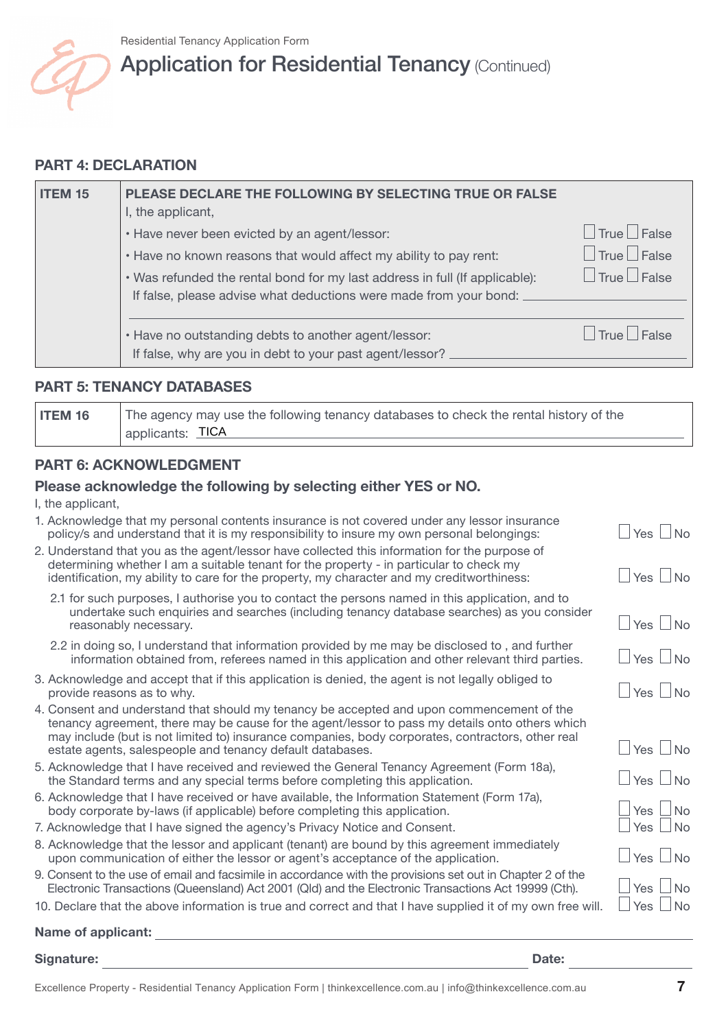Residential Tenancy Application Form

# Application for Residential Tenancy (Continued)

## PART 4: DECLARATION

| ITEM 15 | PLEASE DECLARE THE FOLLOWING BY SELECTING TRUE OR FALSE | |
|---|---|---|
| | I, the applicant, | |
| | • Have never been evicted by an agent/lessor: | ☐ True ☐ False |
| | • Have no known reasons that would affect my ability to pay rent: | ☐ True ☐ False |
| | • Was refunded the rental bond for my last address in full (If applicable): If false, please advise what deductions were made from your bond: ______________ | ☐ True ☐ False |
| | • Have no outstanding debts to another agent/lessor: If false, why are you in debt to your past agent/lessor? ______________ | ☐ True ☐ False |

## PART 5: TENANCY DATABASES

| ITEM 16 | The agency may use the following tenancy databases to check the rental history of the applicants: TICA |
|---|---|

## PART 6: ACKNOWLEDGMENT

### Please acknowledge the following by selecting either YES or NO.

I, the applicant,

1. Acknowledge that my personal contents insurance is not covered under any lessor insurance policy/s and understand that it is my responsibility to insure my own personal belongings: ☐ Yes ☐ No
2. Understand that you as the agent/lessor have collected this information for the purpose of determining whether I am a suitable tenant for the property - in particular to check my identification, my ability to care for the property, my character and my creditworthiness: ☐ Yes ☐ No
   - 2.1 for such purposes, I authorise you to contact the persons named in this application, and to undertake such enquiries and searches (including tenancy database searches) as you consider reasonably necessary. ☐ Yes ☐ No
   - 2.2 in doing so, I understand that information provided by me may be disclosed to , and further information obtained from, referees named in this application and other relevant third parties. ☐ Yes ☐ No
3. Acknowledge and accept that if this application is denied, the agent is not legally obliged to provide reasons as to why. ☐ Yes ☐ No
4. Consent and understand that should my tenancy be accepted and upon commencement of the tenancy agreement, there may be cause for the agent/lessor to pass my details onto others which may include (but is not limited to) insurance companies, body corporates, contractors, other real estate agents, salespeople and tenancy default databases. ☐ Yes ☐ No
5. Acknowledge that I have received and reviewed the General Tenancy Agreement (Form 18a), the Standard terms and any special terms before completing this application. ☐ Yes ☐ No
6. Acknowledge that I have received or have available, the Information Statement (Form 17a), body corporate by-laws (if applicable) before completing this application. ☐ Yes ☐ No
7. Acknowledge that I have signed the agency's Privacy Notice and Consent. ☐ Yes ☐ No
8. Acknowledge that the lessor and applicant (tenant) are bound by this agreement immediately upon communication of either the lessor or agent's acceptance of the application. ☐ Yes ☐ No
9. Consent to the use of email and facsimile in accordance with the provisions set out in Chapter 2 of the Electronic Transactions (Queensland) Act 2001 (Qld) and the Electronic Transactions Act 19999 (Cth). ☐ Yes ☐ No
10. Declare that the above information is true and correct and that I have supplied it of my own free will. ☐ Yes ☐ No

**Name of applicant:** ______________________________

**Signature:** ______________________________ **Date:** ______________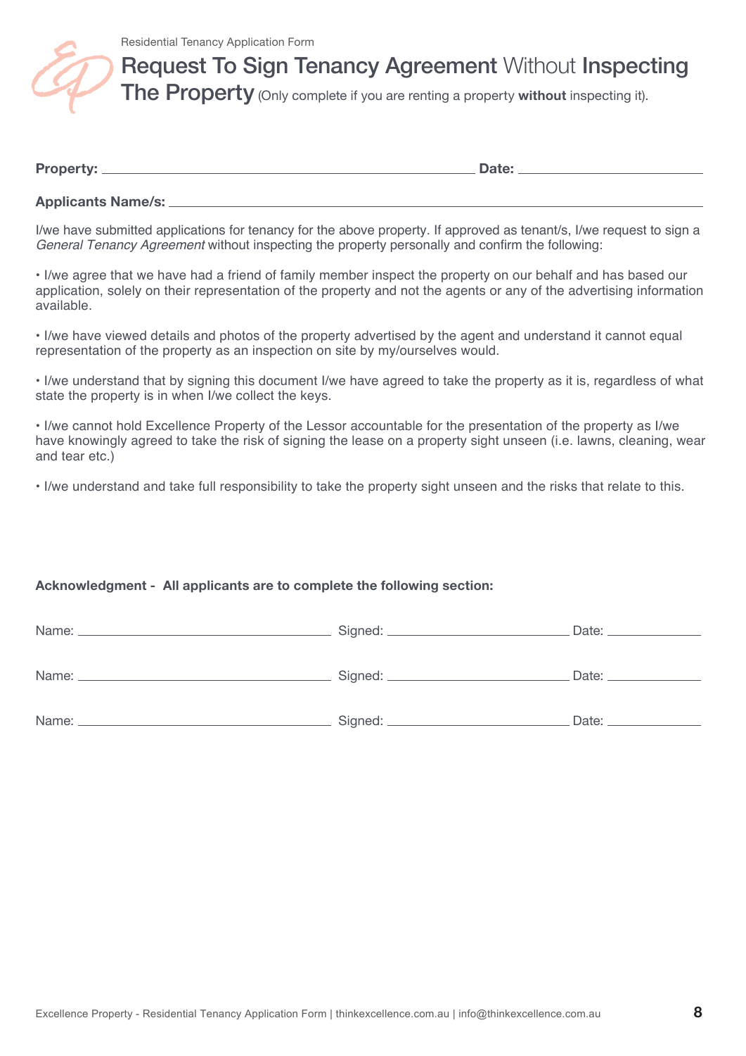Residential Tenancy Application Form

# Request To Sign Tenancy Agreement Without Inspecting The Property

(Only complete if you are renting a property **without** inspecting it).

**Property:** ______________________________ **Date:** ____________________

**Applicants Name/s:** ____________________________________________________________

I/we have submitted applications for tenancy for the above property. If approved as tenant/s, I/we request to sign a *General Tenancy Agreement* without inspecting the property personally and confirm the following:

- I/we agree that we have had a friend of family member inspect the property on our behalf and has based our application, solely on their representation of the property and not the agents or any of the advertising information available.

- I/we have viewed details and photos of the property advertised by the agent and understand it cannot equal representation of the property as an inspection on site by my/ourselves would.

- I/we understand that by signing this document I/we have agreed to take the property as it is, regardless of what state the property is in when I/we collect the keys.

- I/we cannot hold Excellence Property of the Lessor accountable for the presentation of the property as I/we have knowingly agreed to take the risk of signing the lease on a property sight unseen (i.e. lawns, cleaning, wear and tear etc.)

- I/we understand and take full responsibility to take the property sight unseen and the risks that relate to this.

**Acknowledgment - All applicants are to complete the following section:**

Name: ______________________ Signed: ______________________ Date: ____________

Name: ______________________ Signed: ______________________ Date: ____________

Name: ______________________ Signed: ______________________ Date: ____________